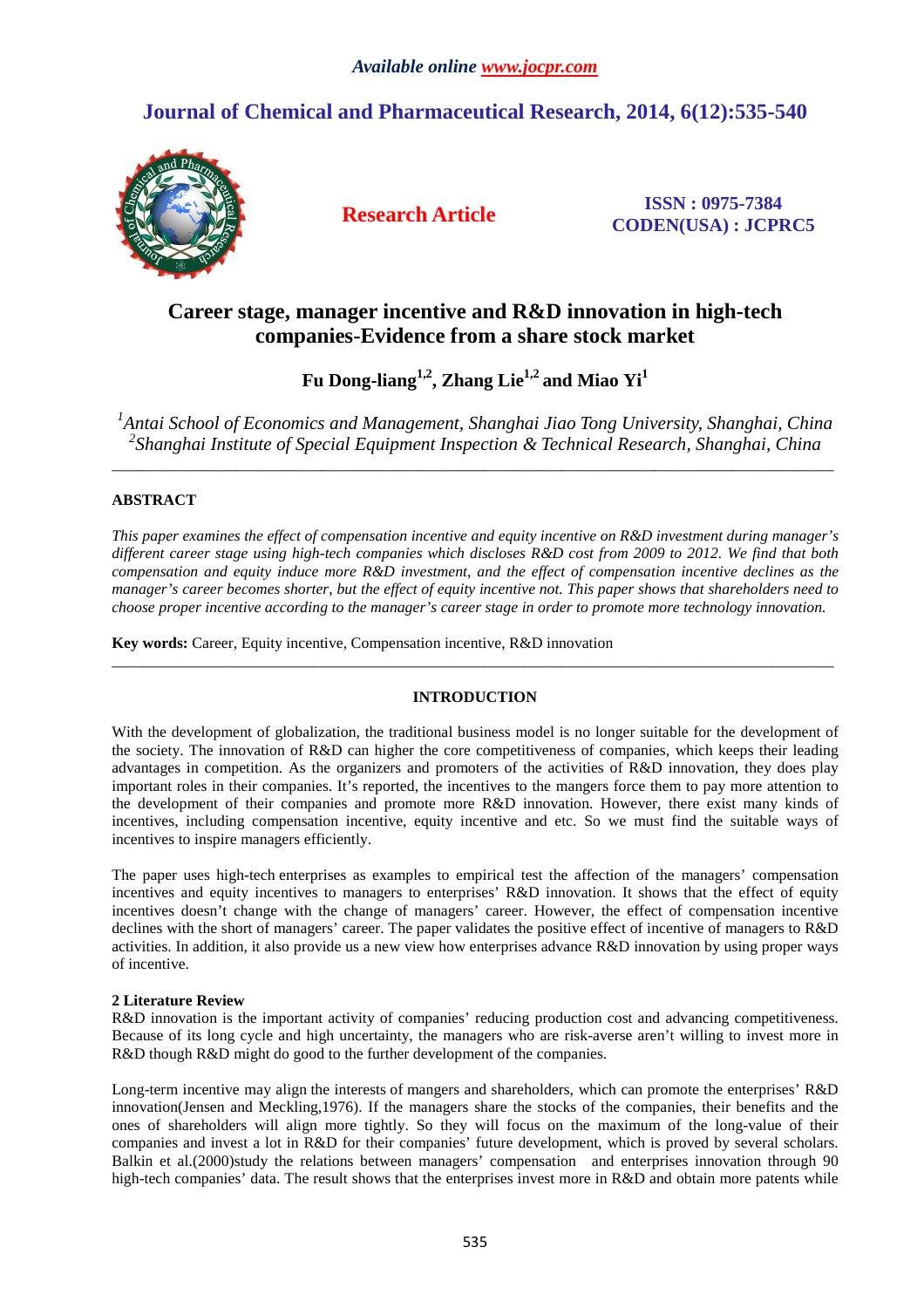# Career stage, manager incentive and R&D innovation in high-tech companies-Evidence from a share stock market

**Fu Dong-liang[1,2], Zhang Lie[1,2] and Miao Yi[1]**

*[1]Antai School of Economics and Management, Shanghai Jiao Tong University, Shanghai, China*
*[2]Shanghai Institute of Special Equipment Inspection & Technical Research, Shanghai, China*

---

## ABSTRACT

*This paper examines the effect of compensation incentive and equity incentive on R&D investment during manager's different career stage using high-tech companies which discloses R&D cost from 2009 to 2012. We find that both compensation and equity induce more R&D investment, and the effect of compensation incentive declines as the manager's career becomes shorter, but the effect of equity incentive not. This paper shows that shareholders need to choose proper incentive according to the manager's career stage in order to promote more technology innovation.*

**Key words:** Career, Equity incentive, Compensation incentive, R&D innovation

---

## INTRODUCTION

With the development of globalization, the traditional business model is no longer suitable for the development of the society. The innovation of R&D can higher the core competitiveness of companies, which keeps their leading advantages in competition. As the organizers and promoters of the activities of R&D innovation, they does play important roles in their companies. It's reported, the incentives to the mangers force them to pay more attention to the development of their companies and promote more R&D innovation. However, there exist many kinds of incentives, including compensation incentive, equity incentive and etc. So we must find the suitable ways of incentives to inspire managers efficiently.

The paper uses high-tech enterprises as examples to empirical test the affection of the managers' compensation incentives and equity incentives to managers to enterprises' R&D innovation. It shows that the effect of equity incentives doesn't change with the change of managers' career. However, the effect of compensation incentive declines with the short of managers' career. The paper validates the positive effect of incentive of managers to R&D activities. In addition, it also provide us a new view how enterprises advance R&D innovation by using proper ways of incentive.

## 2 Literature Review

R&D innovation is the important activity of companies' reducing production cost and advancing competitiveness. Because of its long cycle and high uncertainty, the managers who are risk-averse aren't willing to invest more in R&D though R&D might do good to the further development of the companies.

Long-term incentive may align the interests of mangers and shareholders, which can promote the enterprises' R&D innovation(Jensen and Meckling,1976). If the managers share the stocks of the companies, their benefits and the ones of shareholders will align more tightly. So they will focus on the maximum of the long-value of their companies and invest a lot in R&D for their companies' future development, which is proved by several scholars. Balkin et al.(2000)study the relations between managers' compensation and enterprises innovation through 90 high-tech companies' data. The result shows that the enterprises invest more in R&D and obtain more patents while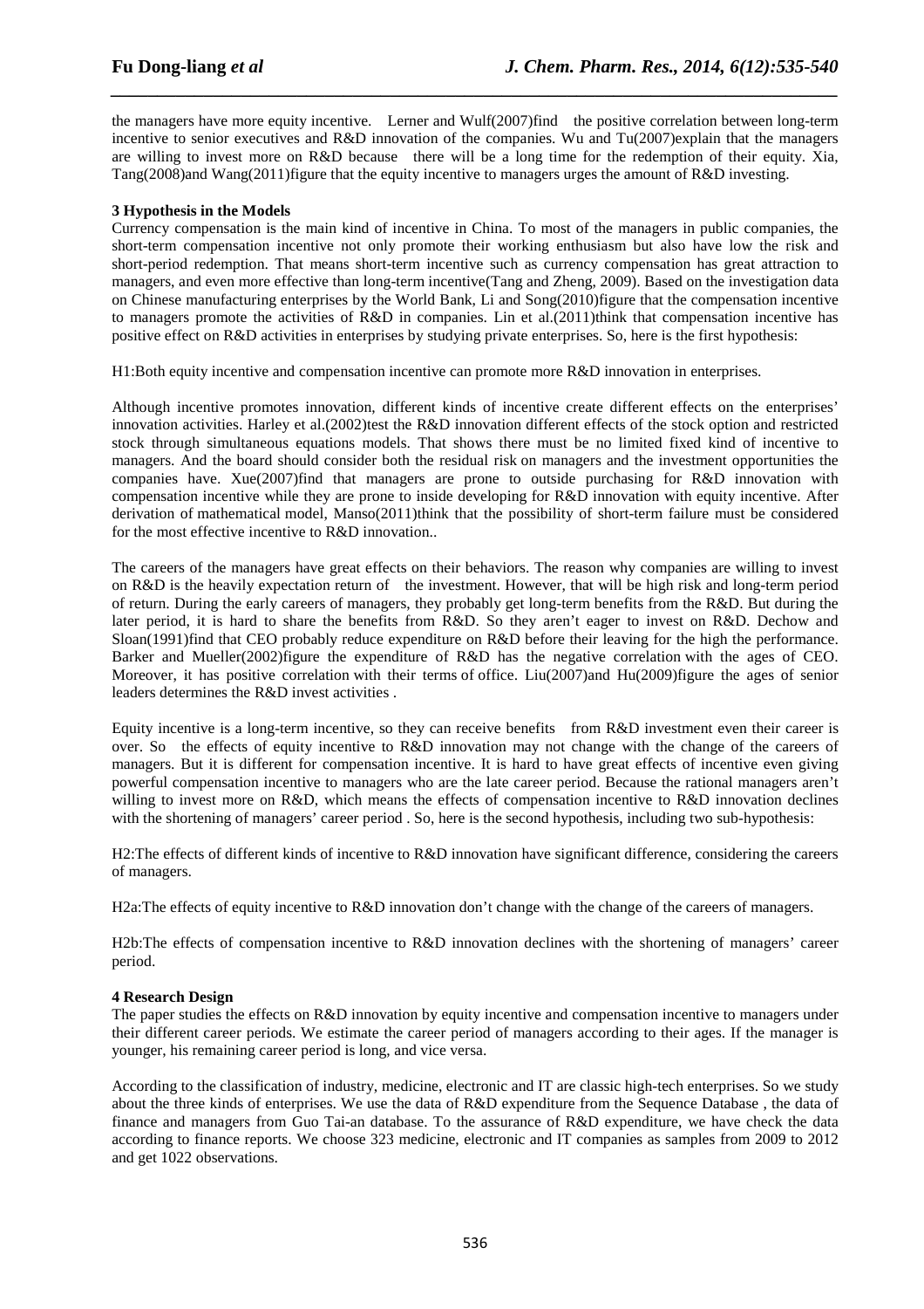the managers have more equity incentive. Lerner and Wulf(2007)find the positive correlation between long-term incentive to senior executives and R&D innovation of the companies. Wu and Tu(2007)explain that the managers are willing to invest more on R&D because there will be a long time for the redemption of their equity. Xia, Tang(2008)and Wang(2011)figure that the equity incentive to managers urges the amount of R&D investing.

**3 Hypothesis in the Models**

Currency compensation is the main kind of incentive in China. To most of the managers in public companies, the short-term compensation incentive not only promote their working enthusiasm but also have low the risk and short-period redemption. That means short-term incentive such as currency compensation has great attraction to managers, and even more effective than long-term incentive(Tang and Zheng, 2009). Based on the investigation data on Chinese manufacturing enterprises by the World Bank, Li and Song(2010)figure that the compensation incentive to managers promote the activities of R&D in companies. Lin et al.(2011)think that compensation incentive has positive effect on R&D activities in enterprises by studying private enterprises. So, here is the first hypothesis:

H1:Both equity incentive and compensation incentive can promote more R&D innovation in enterprises.

Although incentive promotes innovation, different kinds of incentive create different effects on the enterprises' innovation activities. Harley et al.(2002)test the R&D innovation different effects of the stock option and restricted stock through simultaneous equations models. That shows there must be no limited fixed kind of incentive to managers. And the board should consider both the residual risk on managers and the investment opportunities the companies have. Xue(2007)find that managers are prone to outside purchasing for R&D innovation with compensation incentive while they are prone to inside developing for R&D innovation with equity incentive. After derivation of mathematical model, Manso(2011)think that the possibility of short-term failure must be considered for the most effective incentive to R&D innovation..

The careers of the managers have great effects on their behaviors. The reason why companies are willing to invest on R&D is the heavily expectation return of the investment. However, that will be high risk and long-term period of return. During the early careers of managers, they probably get long-term benefits from the R&D. But during the later period, it is hard to share the benefits from R&D. So they aren't eager to invest on R&D. Dechow and Sloan(1991)find that CEO probably reduce expenditure on R&D before their leaving for the high the performance. Barker and Mueller(2002)figure the expenditure of R&D has the negative correlation with the ages of CEO. Moreover, it has positive correlation with their terms of office. Liu(2007)and Hu(2009)figure the ages of senior leaders determines the R&D invest activities .

Equity incentive is a long-term incentive, so they can receive benefits from R&D investment even their career is over. So the effects of equity incentive to R&D innovation may not change with the change of the careers of managers. But it is different for compensation incentive. It is hard to have great effects of incentive even giving powerful compensation incentive to managers who are the late career period. Because the rational managers aren't willing to invest more on R&D, which means the effects of compensation incentive to R&D innovation declines with the shortening of managers' career period . So, here is the second hypothesis, including two sub-hypothesis:

H2:The effects of different kinds of incentive to R&D innovation have significant difference, considering the careers of managers.

H2a:The effects of equity incentive to R&D innovation don't change with the change of the careers of managers.

H2b:The effects of compensation incentive to R&D innovation declines with the shortening of managers' career period.

**4 Research Design**

The paper studies the effects on R&D innovation by equity incentive and compensation incentive to managers under their different career periods. We estimate the career period of managers according to their ages. If the manager is younger, his remaining career period is long, and vice versa.

According to the classification of industry, medicine, electronic and IT are classic high-tech enterprises. So we study about the three kinds of enterprises. We use the data of R&D expenditure from the Sequence Database , the data of finance and managers from Guo Tai-an database. To the assurance of R&D expenditure, we have check the data according to finance reports. We choose 323 medicine, electronic and IT companies as samples from 2009 to 2012 and get 1022 observations.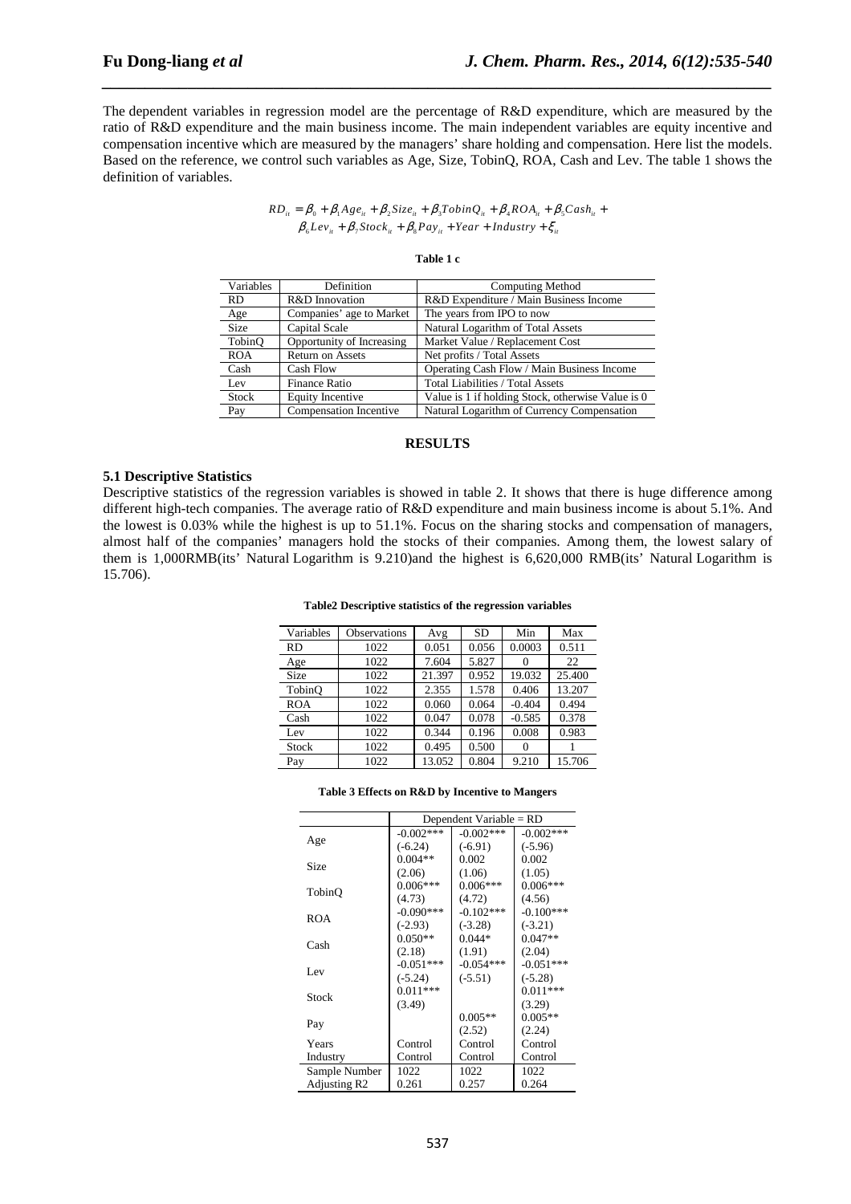The dependent variables in regression model are the percentage of R&D expenditure, which are measured by the ratio of R&D expenditure and the main business income. The main independent variables are equity incentive and compensation incentive which are measured by the managers' share holding and compensation. Here list the models. Based on the reference, we control such variables as Age, Size, TobinQ, ROA, Cash and Lev. The table 1 shows the definition of variables.

$$RD_{it} = \beta_0 + \beta_1 Age_{it} + \beta_2 Size_{it} + \beta_3 TobinQ_{it} + \beta_4 ROA_{it} + \beta_5 Cash_{it} + \beta_6 Lev_{it} + \beta_7 Stock_{it} + \beta_8 Pay_{it} + Year + Industry + \xi_{it}$$

**Table 1 c**

| Variables | Definition | Computing Method |
|---|---|---|
| RD | R&D Innovation | R&D Expenditure / Main Business Income |
| Age | Companies' age to Market | The years from IPO to now |
| Size | Capital Scale | Natural Logarithm of Total Assets |
| TobinQ | Opportunity of Increasing | Market Value / Replacement Cost |
| ROA | Return on Assets | Net profits / Total Assets |
| Cash | Cash Flow | Operating Cash Flow / Main Business Income |
| Lev | Finance Ratio | Total Liabilities / Total Assets |
| Stock | Equity Incentive | Value is 1 if holding Stock, otherwise Value is 0 |
| Pay | Compensation Incentive | Natural Logarithm of Currency Compensation |

## RESULTS

### 5.1 Descriptive Statistics

Descriptive statistics of the regression variables is showed in table 2. It shows that there is huge difference among different high-tech companies. The average ratio of R&D expenditure and main business income is about 5.1%. And the lowest is 0.03% while the highest is up to 51.1%. Focus on the sharing stocks and compensation of managers, almost half of the companies' managers hold the stocks of their companies. Among them, the lowest salary of them is 1,000RMB(its' Natural Logarithm is 9.210)and the highest is 6,620,000 RMB(its' Natural Logarithm is 15.706).

**Table2 Descriptive statistics of the regression variables**

| Variables | Observations | Avg | SD | Min | Max |
|---|---|---|---|---|---|
| RD | 1022 | 0.051 | 0.056 | 0.0003 | 0.511 |
| Age | 1022 | 7.604 | 5.827 | 0 | 22 |
| Size | 1022 | 21.397 | 0.952 | 19.032 | 25.400 |
| TobinQ | 1022 | 2.355 | 1.578 | 0.406 | 13.207 |
| ROA | 1022 | 0.060 | 0.064 | -0.404 | 0.494 |
| Cash | 1022 | 0.047 | 0.078 | -0.585 | 0.378 |
| Lev | 1022 | 0.344 | 0.196 | 0.008 | 0.983 |
| Stock | 1022 | 0.495 | 0.500 | 0 | 1 |
| Pay | 1022 | 13.052 | 0.804 | 9.210 | 15.706 |

**Table 3 Effects on R&D by Incentive to Mangers**

| | Dependent Variable = RD | | |
|---|---|---|---|
| Age | -0.002***<br>(-6.24) | -0.002***<br>(-6.91) | -0.002***<br>(-5.96) |
| Size | 0.004**<br>(2.06) | 0.002<br>(1.06) | 0.002<br>(1.05) |
| TobinQ | 0.006***<br>(4.73) | 0.006***<br>(4.72) | 0.006***<br>(4.56) |
| ROA | -0.090***<br>(-2.93) | -0.102***<br>(-3.28) | -0.100***<br>(-3.21) |
| Cash | 0.050**<br>(2.18) | 0.044*<br>(1.91) | 0.047**<br>(2.04) |
| Lev | -0.051***<br>(-5.24) | -0.054***<br>(-5.51) | -0.051***<br>(-5.28) |
| Stock | 0.011***<br>(3.49) | | 0.011***<br>(3.29) |
| Pay | | 0.005**<br>(2.52) | 0.005**<br>(2.24) |
| Years | Control | Control | Control |
| Industry | Control | Control | Control |
| Sample Number | 1022 | 1022 | 1022 |
| Adjusting R2 | 0.261 | 0.257 | 0.264 |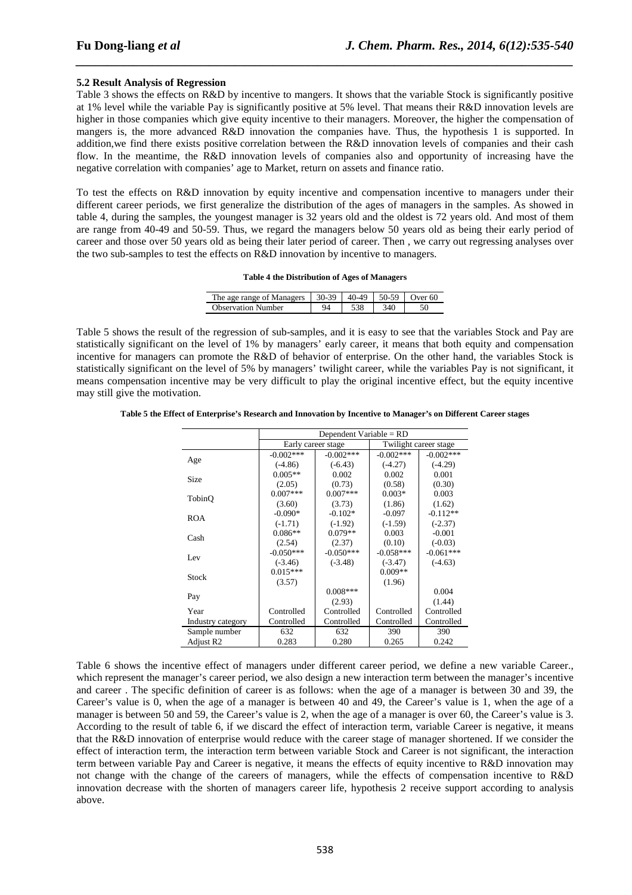### 5.2 Result Analysis of Regression

Table 3 shows the effects on R&D by incentive to mangers. It shows that the variable Stock is significantly positive at 1% level while the variable Pay is significantly positive at 5% level. That means their R&D innovation levels are higher in those companies which give equity incentive to their managers. Moreover, the higher the compensation of mangers is, the more advanced R&D innovation the companies have. Thus, the hypothesis 1 is supported. In addition,we find there exists positive correlation between the R&D innovation levels of companies and their cash flow. In the meantime, the R&D innovation levels of companies also and opportunity of increasing have the negative correlation with companies' age to Market, return on assets and finance ratio.

To test the effects on R&D innovation by equity incentive and compensation incentive to managers under their different career periods, we first generalize the distribution of the ages of managers in the samples. As showed in table 4, during the samples, the youngest manager is 32 years old and the oldest is 72 years old. And most of them are range from 40-49 and 50-59. Thus, we regard the managers below 50 years old as being their early period of career and those over 50 years old as being their later period of career. Then , we carry out regressing analyses over the two sub-samples to test the effects on R&D innovation by incentive to managers.

**Table 4 the Distribution of Ages of Managers**

| The age range of Managers | 30-39 | 40-49 | 50-59 | Over 60 |
|---|---|---|---|---|
| Observation Number | 94 | 538 | 340 | 50 |

Table 5 shows the result of the regression of sub-samples, and it is easy to see that the variables Stock and Pay are statistically significant on the level of 1% by managers' early career, it means that both equity and compensation incentive for managers can promote the R&D of behavior of enterprise. On the other hand, the variables Stock is statistically significant on the level of 5% by managers' twilight career, while the variables Pay is not significant, it means compensation incentive may be very difficult to play the original incentive effect, but the equity incentive may still give the motivation.

**Table 5 the Effect of Enterprise's Research and Innovation by Incentive to Manager's on Different Career stages**

| | Dependent Variable = RD | | | |
|---|---|---|---|---|
| | Early career stage | | Twilight career stage | |
| Age | -0.002***<br>(-4.86) | -0.002***<br>(-6.43) | -0.002***<br>(-4.27) | -0.002***<br>(-4.29) |
| Size | 0.005**<br>(2.05) | 0.002<br>(0.73) | 0.002<br>(0.58) | 0.001<br>(0.30) |
| TobinQ | 0.007***<br>(3.60) | 0.007***<br>(3.73) | 0.003*<br>(1.86) | 0.003<br>(1.62) |
| ROA | -0.090*<br>(-1.71) | -0.102*<br>(-1.92) | -0.097<br>(-1.59) | -0.112**<br>(-2.37) |
| Cash | 0.086**<br>(2.54) | 0.079**<br>(2.37) | 0.003<br>(0.10) | -0.001<br>(-0.03) |
| Lev | -0.050***<br>(-3.46) | -0.050***<br>(-3.48) | -0.058***<br>(-3.47) | -0.061***<br>(-4.63) |
| Stock | 0.015***<br>(3.57) | | 0.009**<br>(1.96) | |
| Pay | | 0.008***<br>(2.93) | | 0.004<br>(1.44) |
| Year | Controlled | Controlled | Controlled | Controlled |
| Industry category | Controlled | Controlled | Controlled | Controlled |
| Sample number | 632 | 632 | 390 | 390 |
| Adjust R2 | 0.283 | 0.280 | 0.265 | 0.242 |

Table 6 shows the incentive effect of managers under different career period, we define a new variable Career., which represent the manager's career period, we also design a new interaction term between the manager's incentive and career . The specific definition of career is as follows: when the age of a manager is between 30 and 39, the Career's value is 0, when the age of a manager is between 40 and 49, the Career's value is 1, when the age of a manager is between 50 and 59, the Career's value is 2, when the age of a manager is over 60, the Career's value is 3. According to the result of table 6, if we discard the effect of interaction term, variable Career is negative, it means that the R&D innovation of enterprise would reduce with the career stage of manager shortened. If we consider the effect of interaction term, the interaction term between variable Stock and Career is not significant, the interaction term between variable Pay and Career is negative, it means the effects of equity incentive to R&D innovation may not change with the change of the careers of managers, while the effects of compensation incentive to R&D innovation decrease with the shorten of managers career life, hypothesis 2 receive support according to analysis above.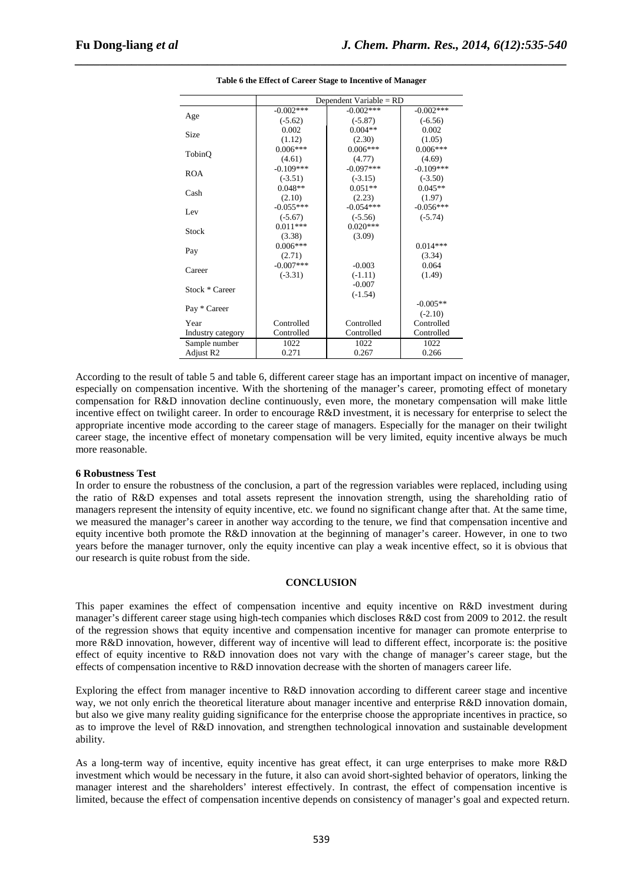**Table 6 the Effect of Career Stage to Incentive of Manager**

| | Dependent Variable = RD | | |
|---|---|---|---|
| Age | -0.002***<br>(-5.62) | -0.002***<br>(-5.87) | -0.002***<br>(-6.56) |
| Size | 0.002<br>(1.12) | 0.004**<br>(2.30) | 0.002<br>(1.05) |
| TobinQ | 0.006***<br>(4.61) | 0.006***<br>(4.77) | 0.006***<br>(4.69) |
| ROA | -0.109***<br>(-3.51) | -0.097***<br>(-3.15) | -0.109***<br>(-3.50) |
| Cash | 0.048**<br>(2.10) | 0.051**<br>(2.23) | 0.045**<br>(1.97) |
| Lev | -0.055***<br>(-5.67) | -0.054***<br>(-5.56) | -0.056***<br>(-5.74) |
| Stock | 0.011***<br>(3.38) | 0.020***<br>(3.09) | |
| Pay | 0.006***<br>(2.71) | | 0.014***<br>(3.34) |
| Career | -0.007***<br>(-3.31) | -0.003<br>(-1.11) | 0.064<br>(1.49) |
| Stock * Career | | -0.007<br>(-1.54) | |
| Pay * Career | | | -0.005**<br>(-2.10) |
| Year | Controlled | Controlled | Controlled |
| Industry category | Controlled | Controlled | Controlled |
| Sample number | 1022 | 1022 | 1022 |
| Adjust R2 | 0.271 | 0.267 | 0.266 |

According to the result of table 5 and table 6, different career stage has an important impact on incentive of manager, especially on compensation incentive. With the shortening of the manager's career, promoting effect of monetary compensation for R&D innovation decline continuously, even more, the monetary compensation will make little incentive effect on twilight career. In order to encourage R&D investment, it is necessary for enterprise to select the appropriate incentive mode according to the career stage of managers. Especially for the manager on their twilight career stage, the incentive effect of monetary compensation will be very limited, equity incentive always be much more reasonable.

**6 Robustness Test**

In order to ensure the robustness of the conclusion, a part of the regression variables were replaced, including using the ratio of R&D expenses and total assets represent the innovation strength, using the shareholding ratio of managers represent the intensity of equity incentive, etc. we found no significant change after that. At the same time, we measured the manager's career in another way according to the tenure, we find that compensation incentive and equity incentive both promote the R&D innovation at the beginning of manager's career. However, in one to two years before the manager turnover, only the equity incentive can play a weak incentive effect, so it is obvious that our research is quite robust from the side.

## CONCLUSION

This paper examines the effect of compensation incentive and equity incentive on R&D investment during manager's different career stage using high-tech companies which discloses R&D cost from 2009 to 2012. the result of the regression shows that equity incentive and compensation incentive for manager can promote enterprise to more R&D innovation, however, different way of incentive will lead to different effect, incorporate is: the positive effect of equity incentive to R&D innovation does not vary with the change of manager's career stage, but the effects of compensation incentive to R&D innovation decrease with the shorten of managers career life.

Exploring the effect from manager incentive to R&D innovation according to different career stage and incentive way, we not only enrich the theoretical literature about manager incentive and enterprise R&D innovation domain, but also we give many reality guiding significance for the enterprise choose the appropriate incentives in practice, so as to improve the level of R&D innovation, and strengthen technological innovation and sustainable development ability.

As a long-term way of incentive, equity incentive has great effect, it can urge enterprises to make more R&D investment which would be necessary in the future, it also can avoid short-sighted behavior of operators, linking the manager interest and the shareholders' interest effectively. In contrast, the effect of compensation incentive is limited, because the effect of compensation incentive depends on consistency of manager's goal and expected return.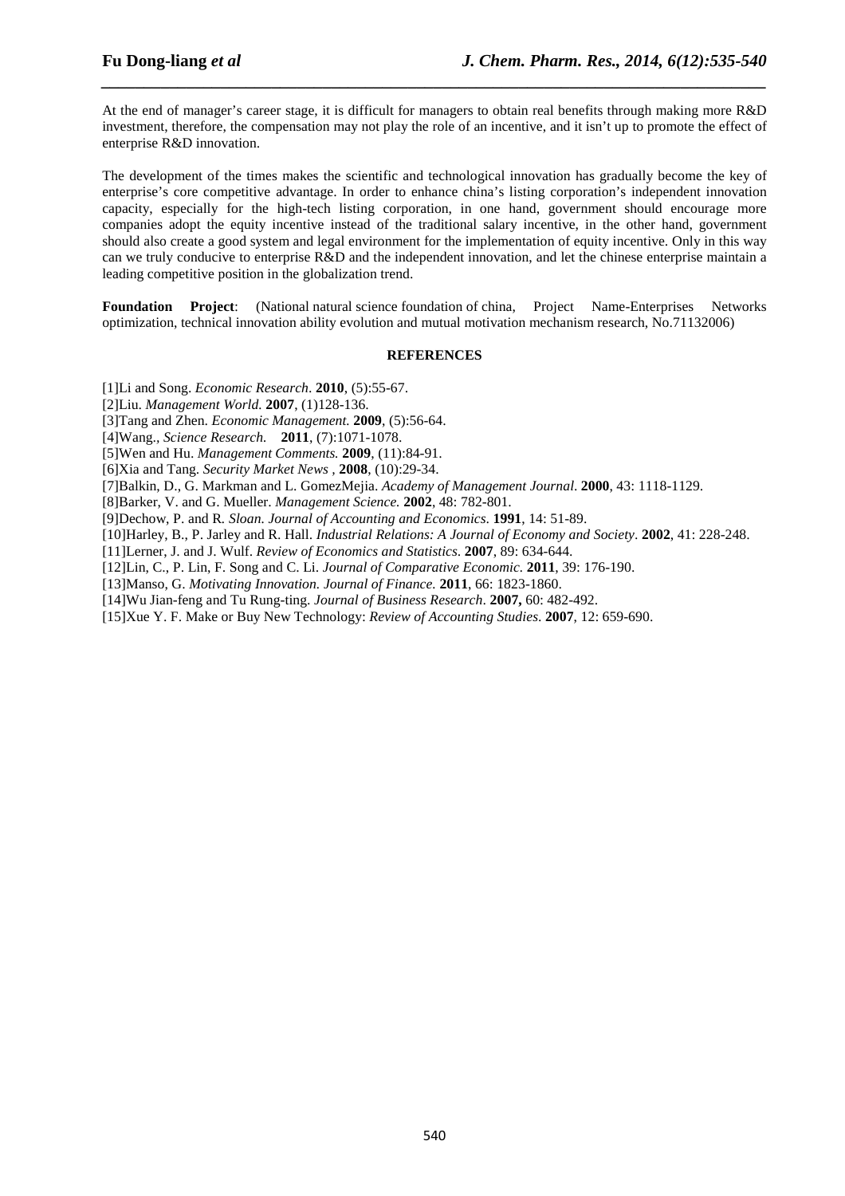At the end of manager's career stage, it is difficult for managers to obtain real benefits through making more R&D investment, therefore, the compensation may not play the role of an incentive, and it isn't up to promote the effect of enterprise R&D innovation.

The development of the times makes the scientific and technological innovation has gradually become the key of enterprise's core competitive advantage. In order to enhance china's listing corporation's independent innovation capacity, especially for the high-tech listing corporation, in one hand, government should encourage more companies adopt the equity incentive instead of the traditional salary incentive, in the other hand, government should also create a good system and legal environment for the implementation of equity incentive. Only in this way can we truly conducive to enterprise R&D and the independent innovation, and let the chinese enterprise maintain a leading competitive position in the globalization trend.

**Foundation Project**: (National natural science foundation of china, Project Name-Enterprises Networks optimization, technical innovation ability evolution and mutual motivation mechanism research, No.71132006)

## REFERENCES

[1]Li and Song. *Economic Research*. **2010**, (5):55-67.

[2]Liu. *Management World.* **2007**, (1)128-136.

[3]Tang and Zhen. *Economic Management.* **2009**, (5):56-64.

[4]Wang., *Science Research.* **2011**, (7):1071-1078.

[5]Wen and Hu. *Management Comments.* **2009**, (11):84-91.

[6]Xia and Tang. *Security Market News* , **2008**, (10):29-34.

[7]Balkin, D., G. Markman and L. GomezMejia. *Academy of Management Journal*. **2000**, 43: 1118-1129.

[8]Barker, V. and G. Mueller. *Management Science.* **2002**, 48: 782-801.

[9]Dechow, P. and R*. Sloan. Journal of Accounting and Economics*. **1991**, 14: 51-89.

[10]Harley, B., P. Jarley and R. Hall. *Industrial Relations: A Journal of Economy and Society*. **2002**, 41: 228-248.

[11]Lerner, J. and J. Wulf. *Review of Economics and Statistics*. **2007**, 89: 634-644.

[12]Lin, C., P. Lin, F. Song and C. Li. *Journal of Comparative Economic.* **2011**, 39: 176-190.

[13]Manso, G. *Motivating Innovation. Journal of Finance.* **2011**, 66: 1823-1860.

[14]Wu Jian-feng and Tu Rung-ting. *Journal of Business Research*. **2007,** 60: 482-492.

[15]Xue Y. F. Make or Buy New Technology: *Review of Accounting Studies*. **2007**, 12: 659-690.